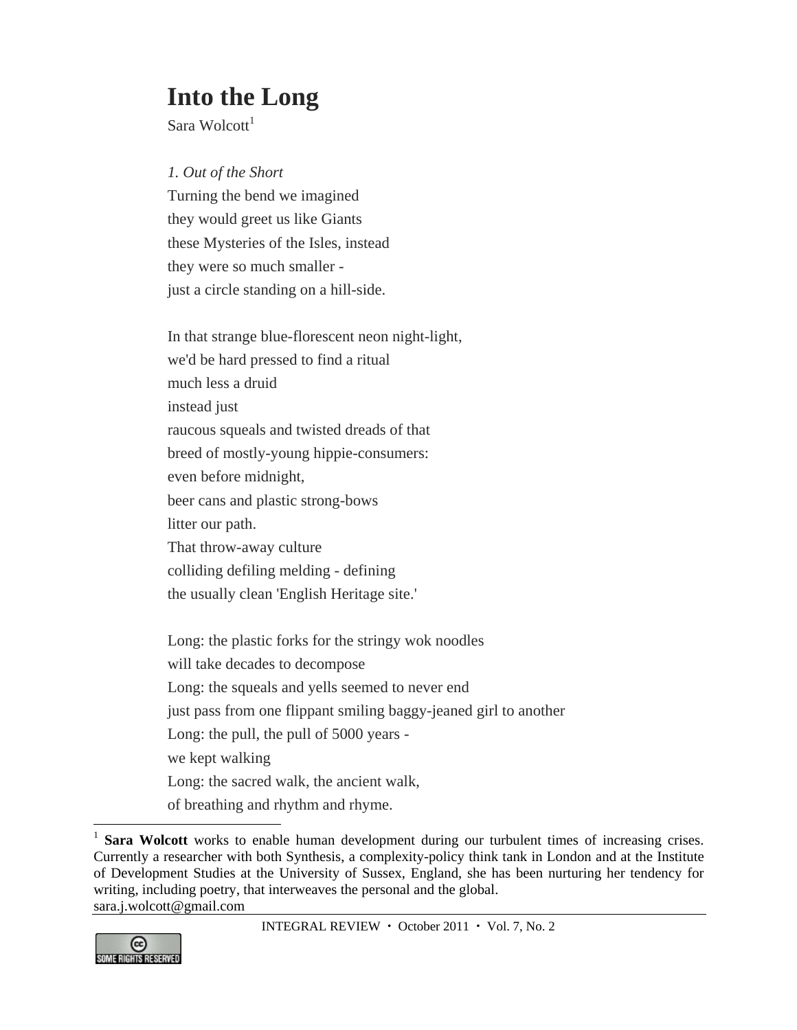# Into the Long

Sara Wolcott[1]

*1. Out of the Short*

Turning the bend we imagined  
they would greet us like Giants  
these Mysteries of the Isles, instead  
they were so much smaller -  
just a circle standing on a hill-side.

In that strange blue-florescent neon night-light,  
we'd be hard pressed to find a ritual  
much less a druid  
instead just  
raucous squeals and twisted dreads of that  
breed of mostly-young hippie-consumers:  
even before midnight,  
beer cans and plastic strong-bows  
litter our path.  
That throw-away culture  
colliding defiling melding - defining  
the usually clean 'English Heritage site.'

Long: the plastic forks for the stringy wok noodles  
will take decades to decompose  
Long: the squeals and yells seemed to never end  
just pass from one flippant smiling baggy-jeaned girl to another  
Long: the pull, the pull of 5000 years -  
we kept walking  
Long: the sacred walk, the ancient walk,  
of breathing and rhythm and rhyme.

---

[1] **Sara Wolcott** works to enable human development during our turbulent times of increasing crises. Currently a researcher with both Synthesis, a complexity-policy think tank in London and at the Institute of Development Studies at the University of Sussex, England, she has been nurturing her tendency for writing, including poetry, that interweaves the personal and the global.  
sara.j.wolcott@gmail.com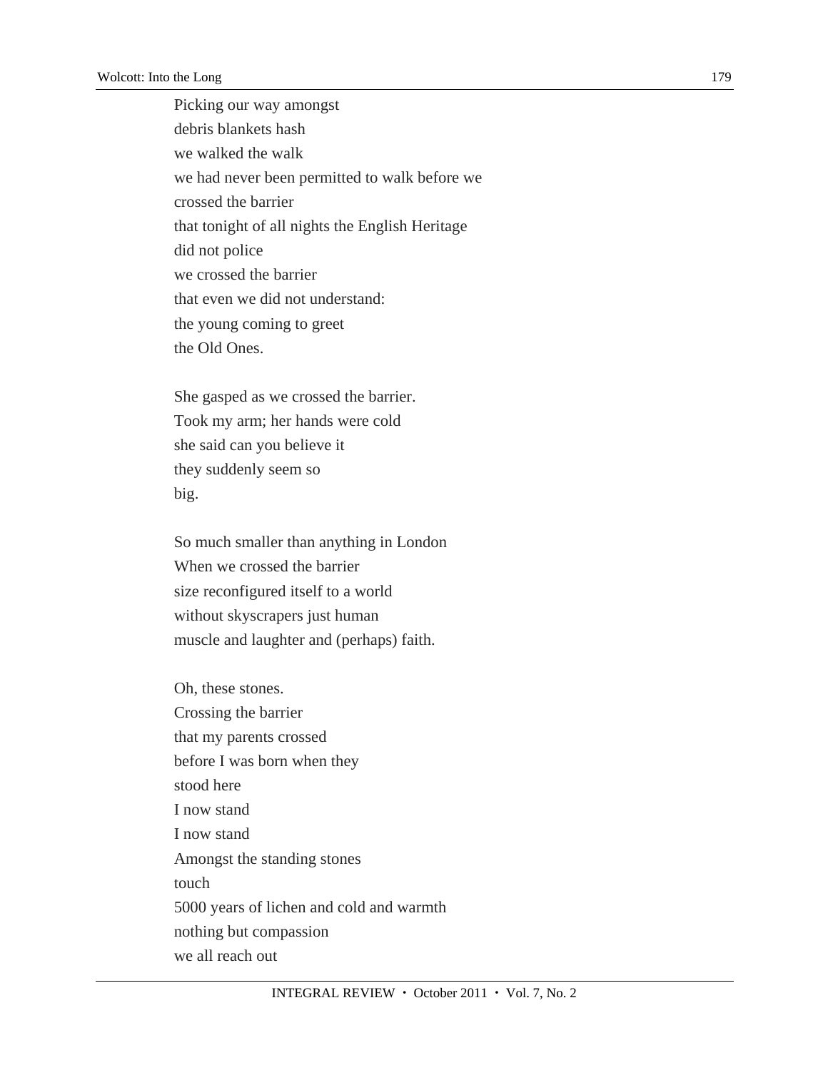Picking our way amongst  
debris blankets hash  
we walked the walk  
we had never been permitted to walk before we  
crossed the barrier  
that tonight of all nights the English Heritage  
did not police  
we crossed the barrier  
that even we did not understand:  
the young coming to greet  
the Old Ones.

She gasped as we crossed the barrier.  
Took my arm; her hands were cold  
she said can you believe it  
they suddenly seem so  
big.

So much smaller than anything in London  
When we crossed the barrier  
size reconfigured itself to a world  
without skyscrapers just human  
muscle and laughter and (perhaps) faith.

Oh, these stones.  
Crossing the barrier  
that my parents crossed  
before I was born when they  
stood here  
I now stand  
I now stand  
Amongst the standing stones  
touch  
5000 years of lichen and cold and warmth  
nothing but compassion  
we all reach out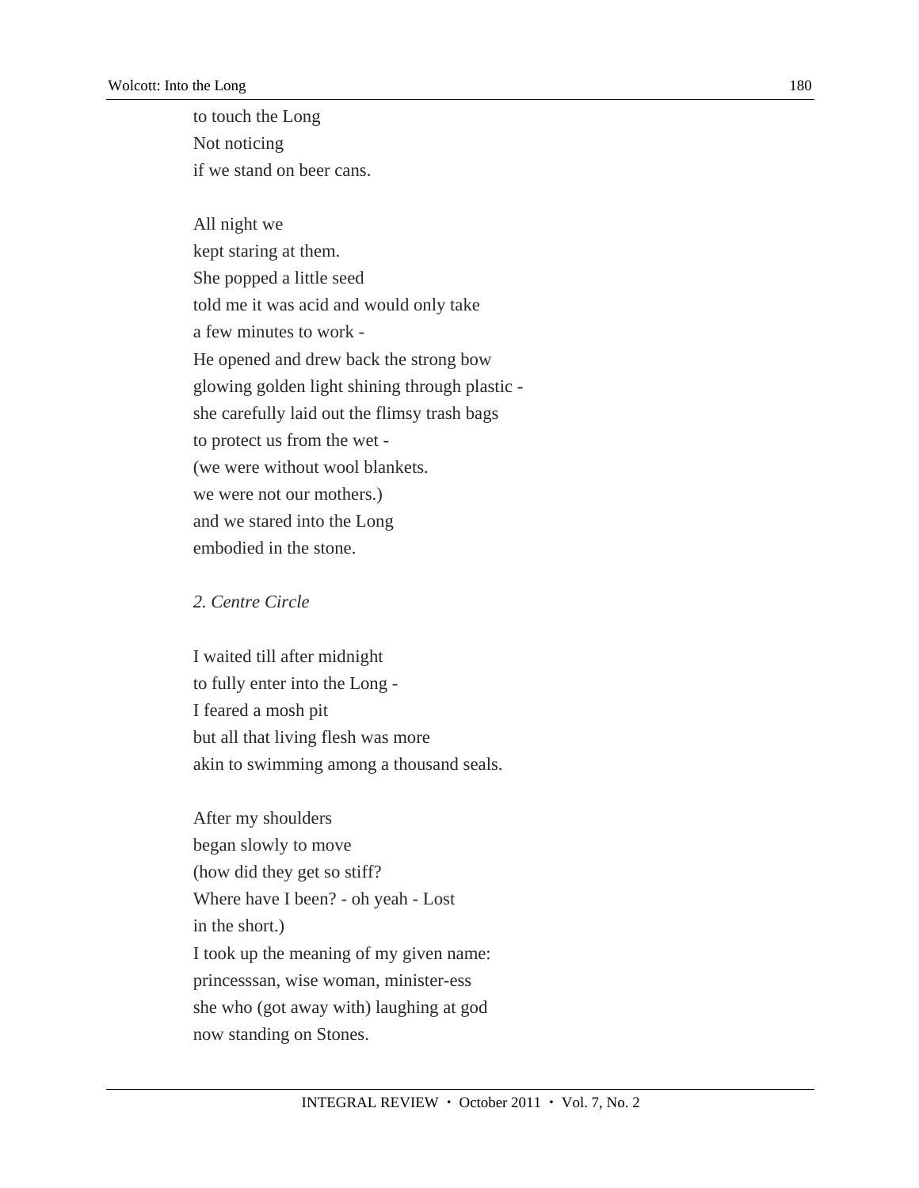to touch the Long  
Not noticing  
if we stand on beer cans.

All night we  
kept staring at them.  
She popped a little seed  
told me it was acid and would only take  
a few minutes to work -  
He opened and drew back the strong bow  
glowing golden light shining through plastic -  
she carefully laid out the flimsy trash bags  
to protect us from the wet -  
(we were without wool blankets.  
we were not our mothers.)  
and we stared into the Long  
embodied in the stone.

*2. Centre Circle*

I waited till after midnight  
to fully enter into the Long -  
I feared a mosh pit  
but all that living flesh was more  
akin to swimming among a thousand seals.

After my shoulders  
began slowly to move  
(how did they get so stiff?  
Where have I been? - oh yeah - Lost  
in the short.)  
I took up the meaning of my given name:  
princesssan, wise woman, minister-ess  
she who (got away with) laughing at god  
now standing on Stones.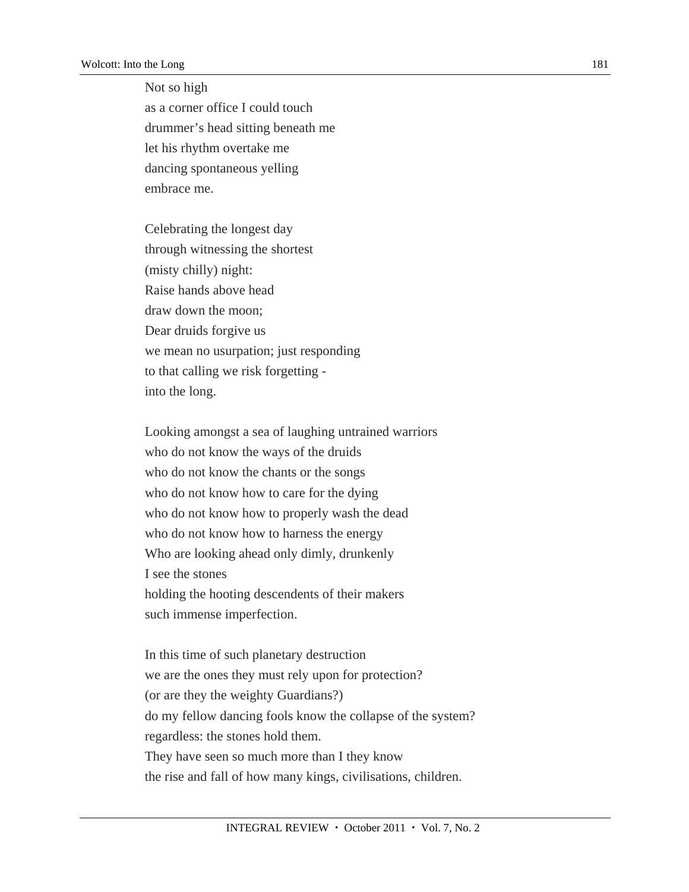Not so high  
as a corner office I could touch  
drummer's head sitting beneath me  
let his rhythm overtake me  
dancing spontaneous yelling  
embrace me.

Celebrating the longest day  
through witnessing the shortest  
(misty chilly) night:  
Raise hands above head  
draw down the moon;  
Dear druids forgive us  
we mean no usurpation; just responding  
to that calling we risk forgetting -  
into the long.

Looking amongst a sea of laughing untrained warriors  
who do not know the ways of the druids  
who do not know the chants or the songs  
who do not know how to care for the dying  
who do not know how to properly wash the dead  
who do not know how to harness the energy  
Who are looking ahead only dimly, drunkenly  
I see the stones  
holding the hooting descendents of their makers  
such immense imperfection.

In this time of such planetary destruction  
we are the ones they must rely upon for protection?  
(or are they the weighty Guardians?)  
do my fellow dancing fools know the collapse of the system?  
regardless: the stones hold them.  
They have seen so much more than I they know  
the rise and fall of how many kings, civilisations, children.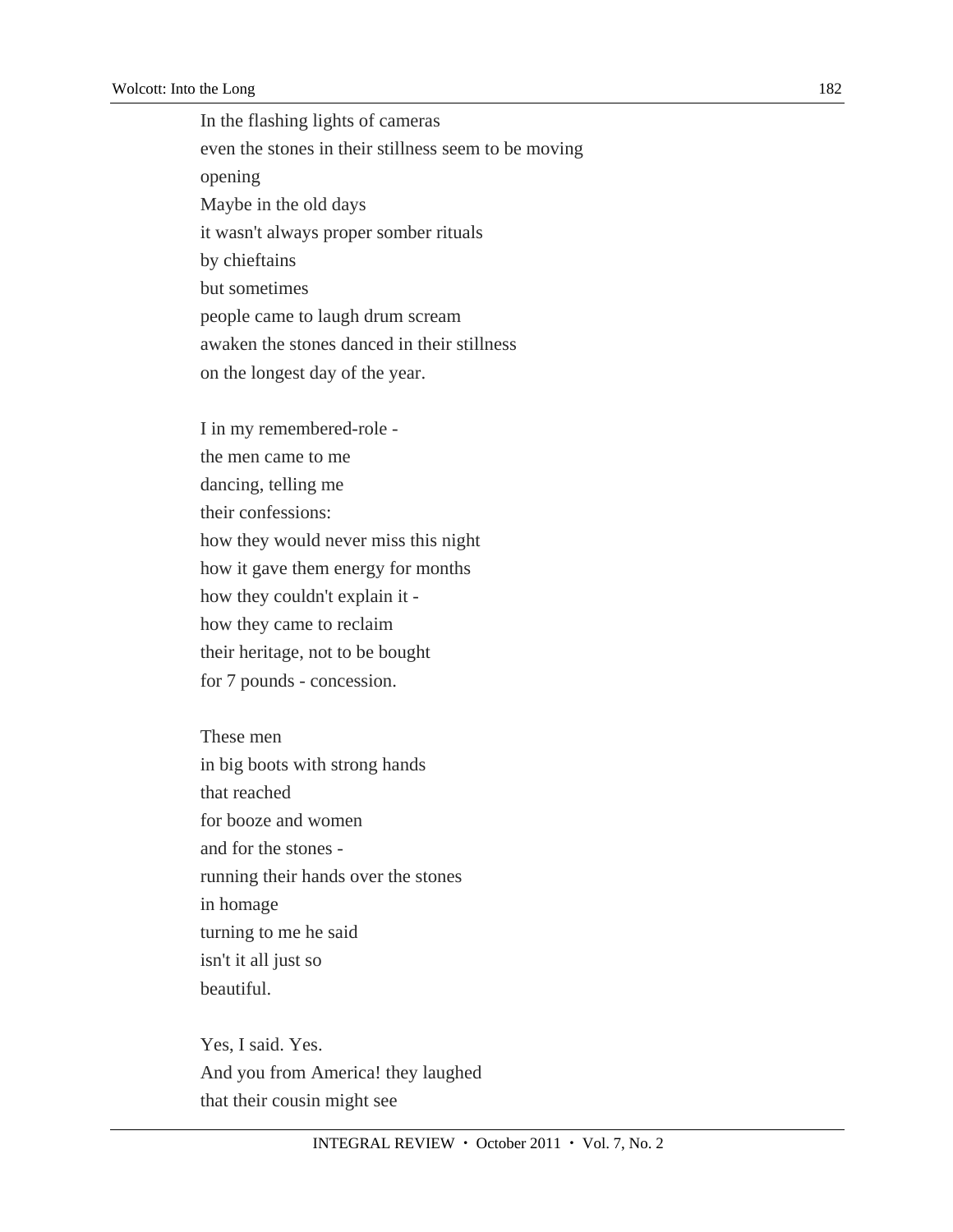In the flashing lights of cameras  
even the stones in their stillness seem to be moving  
opening  
Maybe in the old days  
it wasn't always proper somber rituals  
by chieftains  
but sometimes  
people came to laugh drum scream  
awaken the stones danced in their stillness  
on the longest day of the year.

I in my remembered-role -  
the men came to me  
dancing, telling me  
their confessions:  
how they would never miss this night  
how it gave them energy for months  
how they couldn't explain it -  
how they came to reclaim  
their heritage, not to be bought  
for 7 pounds - concession.

These men  
in big boots with strong hands  
that reached  
for booze and women  
and for the stones -  
running their hands over the stones  
in homage  
turning to me he said  
isn't it all just so  
beautiful.

Yes, I said. Yes.  
And you from America! they laughed  
that their cousin might see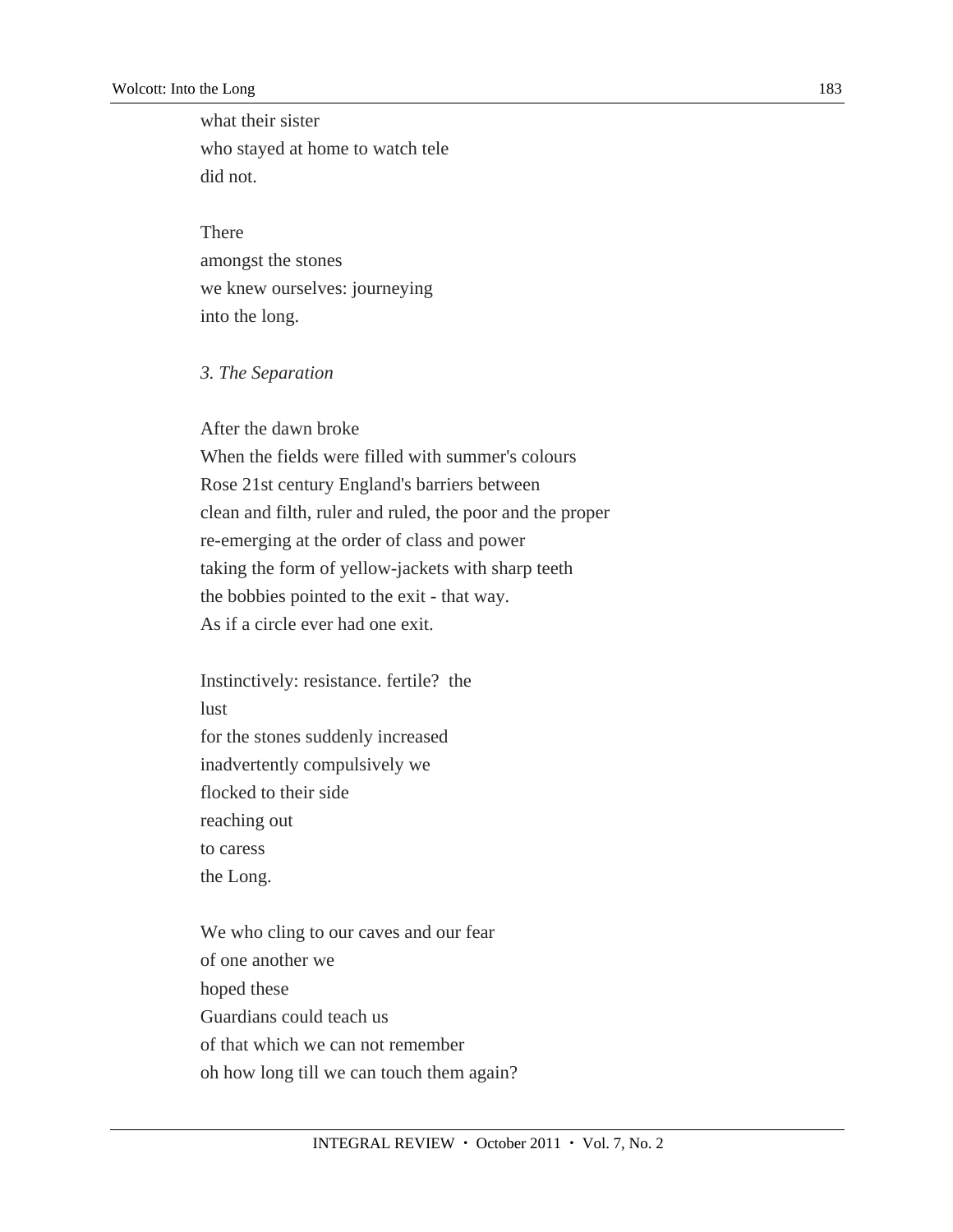what their sister
who stayed at home to watch tele
did not.

There
amongst the stones
we knew ourselves: journeying
into the long.

*3. The Separation*

After the dawn broke
When the fields were filled with summer's colours
Rose 21st century England's barriers between
clean and filth, ruler and ruled, the poor and the proper
re-emerging at the order of class and power
taking the form of yellow-jackets with sharp teeth
the bobbies pointed to the exit - that way.
As if a circle ever had one exit.

Instinctively: resistance. fertile? the
lust
for the stones suddenly increased
inadvertently compulsively we
flocked to their side
reaching out
to caress
the Long.

We who cling to our caves and our fear
of one another we
hoped these
Guardians could teach us
of that which we can not remember
oh how long till we can touch them again?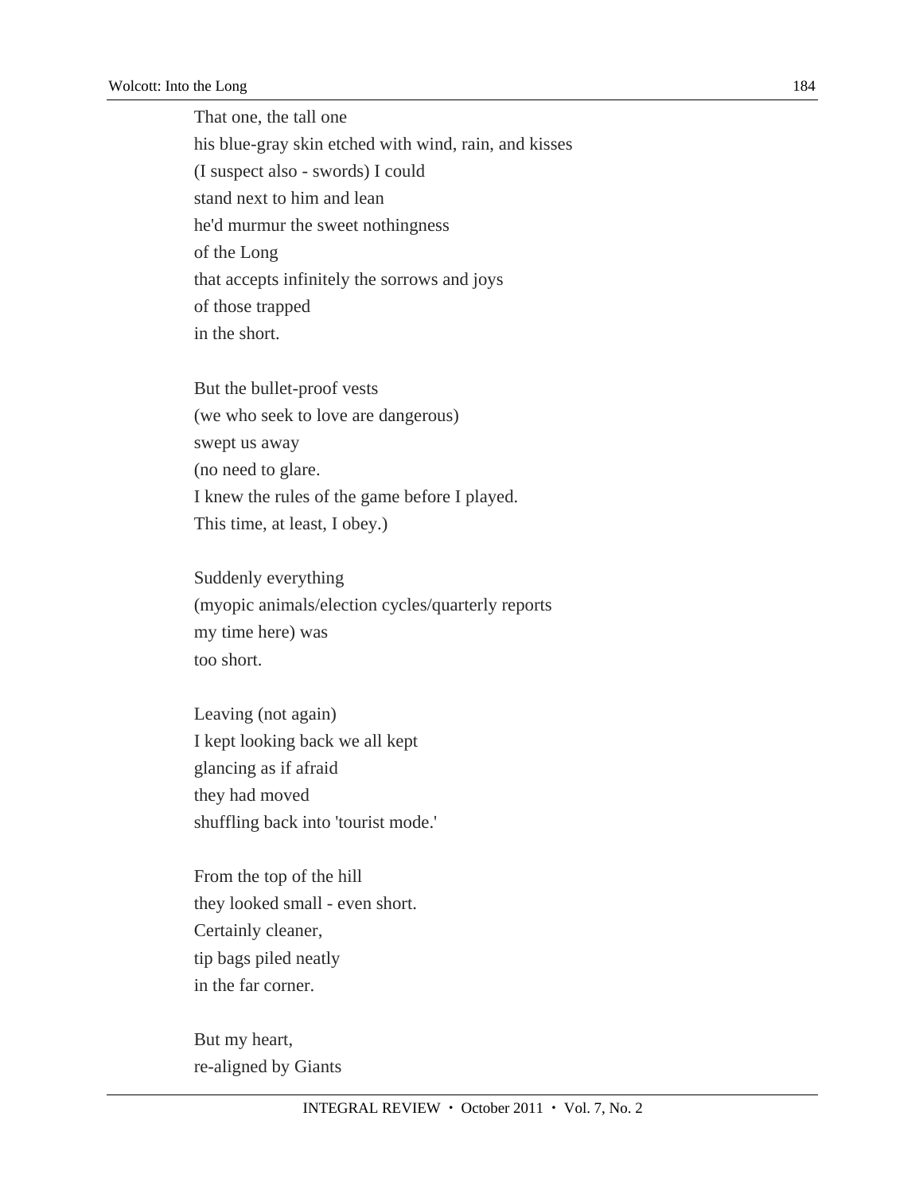That one, the tall one  
his blue-gray skin etched with wind, rain, and kisses  
(I suspect also - swords) I could  
stand next to him and lean  
he'd murmur the sweet nothingness  
of the Long  
that accepts infinitely the sorrows and joys  
of those trapped  
in the short.

But the bullet-proof vests  
(we who seek to love are dangerous)  
swept us away  
(no need to glare.  
I knew the rules of the game before I played.  
This time, at least, I obey.)

Suddenly everything  
(myopic animals/election cycles/quarterly reports  
my time here) was  
too short.

Leaving (not again)  
I kept looking back we all kept  
glancing as if afraid  
they had moved  
shuffling back into 'tourist mode.'

From the top of the hill  
they looked small - even short.  
Certainly cleaner,  
tip bags piled neatly  
in the far corner.

But my heart,  
re-aligned by Giants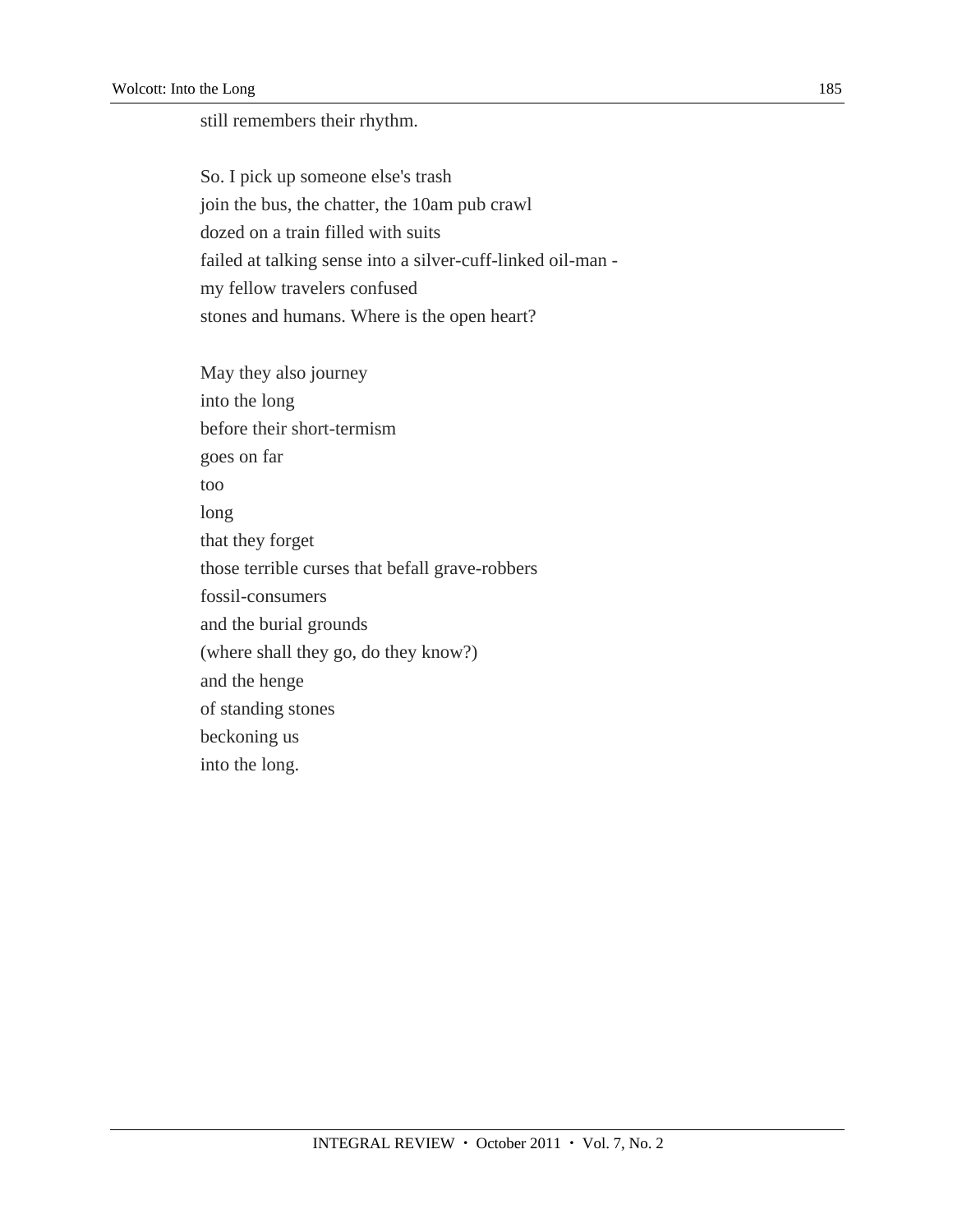still remembers their rhythm.

So. I pick up someone else's trash
join the bus, the chatter, the 10am pub crawl
dozed on a train filled with suits
failed at talking sense into a silver-cuff-linked oil-man -
my fellow travelers confused
stones and humans. Where is the open heart?

May they also journey
into the long
before their short-termism
goes on far
too
long
that they forget
those terrible curses that befall grave-robbers
fossil-consumers
and the burial grounds
(where shall they go, do they know?)
and the henge
of standing stones
beckoning us
into the long.